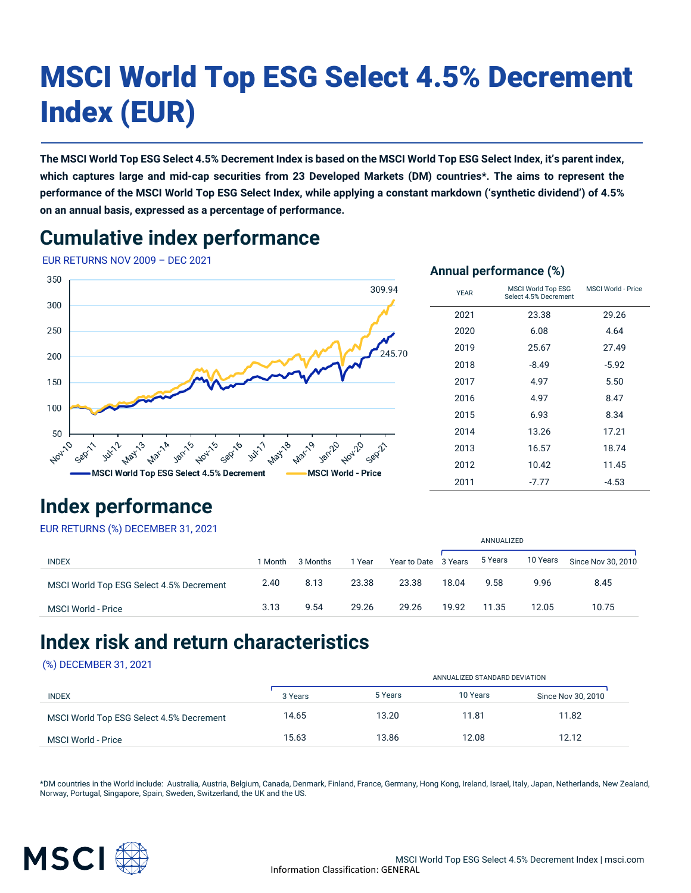# MSCI World Top ESG Select 4.5% Decrement Index (EUR)

**The MSCI World Top ESG Select 4.5% Decrement Index is based on the MSCI World Top ESG Select Index, it's parent index, which captures large and mid-cap securities from 23 Developed Markets (DM) countries*. The aims to represent the performance of the MSCI World Top ESG Select Index, while applying a constant markdown ('synthetic dividend') of 4.5% on an annual basis, expressed as a percentage of performance.**

## Cumulative index performance

EUR RETURNS NOV 2009 – DEC 2021

MSCI World Top ESG Select 4.5% Decrement: 245.70
MSCI World - Price: 309.94

### Annual performance (%)

| YEAR | MSCI World Top ESG Select 4.5% Decrement | MSCI World - Price |
|---|---|---|
| 2021 | 23.38 | 29.26 |
| 2020 | 6.08 | 4.64 |
| 2019 | 25.67 | 27.49 |
| 2018 | -8.49 | -5.92 |
| 2017 | 4.97 | 5.50 |
| 2016 | 4.97 | 8.47 |
| 2015 | 6.93 | 8.34 |
| 2014 | 13.26 | 17.21 |
| 2013 | 16.57 | 18.74 |
| 2012 | 10.42 | 11.45 |
| 2011 | -7.77 | -4.53 |

## Index performance

EUR RETURNS (%) DECEMBER 31, 2021

| | | | | | ANNUALIZED | | | |
|---|---|---|---|---|---|---|---|---|
| INDEX | 1 Month | 3 Months | 1 Year | Year to Date | 3 Years | 5 Years | 10 Years | Since Nov 30, 2010 |
| MSCI World Top ESG Select 4.5% Decrement | 2.40 | 8.13 | 23.38 | 23.38 | 18.04 | 9.58 | 9.96 | 8.45 |
| MSCI World - Price | 3.13 | 9.54 | 29.26 | 29.26 | 19.92 | 11.35 | 12.05 | 10.75 |

## Index risk and return characteristics

(%) DECEMBER 31, 2021

| | ANNUALIZED STANDARD DEVIATION | | | |
|---|---|---|---|---|
| INDEX | 3 Years | 5 Years | 10 Years | Since Nov 30, 2010 |
| MSCI World Top ESG Select 4.5% Decrement | 14.65 | 13.20 | 11.81 | 11.82 |
| MSCI World - Price | 15.63 | 13.86 | 12.08 | 12.12 |

*DM countries in the World include: Australia, Austria, Belgium, Canada, Denmark, Finland, France, Germany, Hong Kong, Ireland, Israel, Italy, Japan, Netherlands, New Zealand, Norway, Portugal, Singapore, Spain, Sweden, Switzerland, the UK and the US.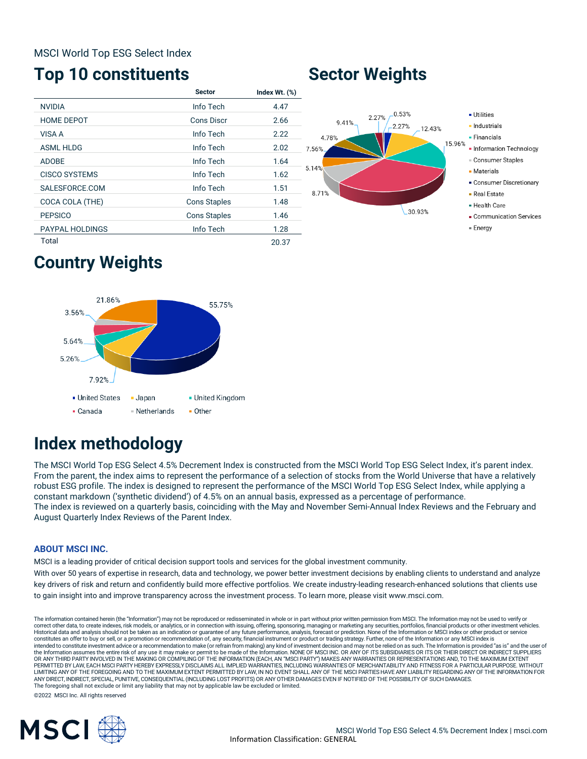MSCI World Top ESG Select Index

## Top 10 constituents

| | Sector | Index Wt. (%) |
|---|---|---|
| NVIDIA | Info Tech | 4.47 |
| HOME DEPOT | Cons Discr | 2.66 |
| VISA A | Info Tech | 2.22 |
| ASML HLDG | Info Tech | 2.02 |
| ADOBE | Info Tech | 1.64 |
| CISCO SYSTEMS | Info Tech | 1.62 |
| SALESFORCE.COM | Info Tech | 1.51 |
| COCA COLA (THE) | Cons Staples | 1.48 |
| PEPSICO | Cons Staples | 1.46 |
| PAYPAL HOLDINGS | Info Tech | 1.28 |
| Total | | 20.37 |

## Sector Weights

2.27%
0.53%
9.41%
2.27%
12.43%
4.78%
15.96%
7.56%
5.14%
8.71%
30.93%

Utilities
Industrials
Financials
Information Technology
Consumer Staples
Materials
Consumer Discretionary
Real Estate
Health Care
Communication Services
Energy

## Country Weights

21.86%
55.75%
3.56%
5.64%
5.26%
7.92%

United States
Japan
United Kingdom
Canada
Netherlands
Other

# Index methodology

The MSCI World Top ESG Select 4.5% Decrement Index is constructed from the MSCI World Top ESG Select Index, it's parent index. From the parent, the index aims to represent the performance of a selection of stocks from the World Universe that have a relatively robust ESG profile. The index is designed to represent the performance of the MSCI World Top ESG Select Index, while applying a constant markdown ('synthetic dividend') of 4.5% on an annual basis, expressed as a percentage of performance.
The index is reviewed on a quarterly basis, coinciding with the May and November Semi-Annual Index Reviews and the February and August Quarterly Index Reviews of the Parent Index.

### ABOUT MSCI INC.

MSCI is a leading provider of critical decision support tools and services for the global investment community.
With over 50 years of expertise in research, data and technology, we power better investment decisions by enabling clients to understand and analyze key drivers of risk and return and confidently build more effective portfolios. We create industry-leading research-enhanced solutions that clients use to gain insight into and improve transparency across the investment process. To learn more, please visit www.msci.com.

The information contained herein (the "Information") may not be reproduced or redisseminated in whole or in part without prior written permission from MSCI. The Information may not be used to verify or correct other data, to create indexes, risk models, or analytics, or in connection with issuing, offering, sponsoring, managing or marketing any securities, portfolios, financial products or other investment vehicles. Historical data and analysis should not be taken as an indication or guarantee of any future performance, analysis, forecast or prediction. None of the Information or MSCI index or other product or service constitutes an offer to buy or sell, or a promotion or recommendation of, any security, financial instrument or product or trading strategy. Further, none of the Information or any MSCI index is intended to constitute investment advice or a recommendation to make (or refrain from making) any kind of investment decision and may not be relied on as such. The Information is provided "as is" and the user of the Information assumes the entire risk of any use it may make or permit to be made of the Information. NONE OF MSCI INC. OR ANY OF ITS SUBSIDIARIES OR ITS OR THEIR DIRECT OR INDIRECT SUPPLIERS OR ANY THIRD PARTY INVOLVED IN THE MAKING OR COMPILING OF THE INFORMATION (EACH, AN "MSCI PARTY") MAKES ANY WARRANTIES OR REPRESENTATIONS AND, TO THE MAXIMUM EXTENT PERMITTED BY LAW, EACH MSCI PARTY HEREBY EXPRESSLY DISCLAIMS ALL IMPLIED WARRANTIES, INCLUDING WARRANTIES OF MERCHANTABILITY AND FITNESS FOR A PARTICULAR PURPOSE. WITHOUT LIMITING ANY OF THE FOREGOING AND TO THE MAXIMUM EXTENT PERMITTED BY LAW, IN NO EVENT SHALL ANY OF THE MSCI PARTIES HAVE ANY LIABILITY REGARDING ANY OF THE INFORMATION FOR ANY DIRECT, INDIRECT, SPECIAL, PUNITIVE, CONSEQUENTIAL (INCLUDING LOST PROFITS) OR ANY OTHER DAMAGES EVEN IF NOTIFIED OF THE POSSIBILITY OF SUCH DAMAGES. The foregoing shall not exclude or limit any liability that may not by applicable law be excluded or limited.

©2022 MSCI Inc. All rights reserved

Information Classification: GENERAL